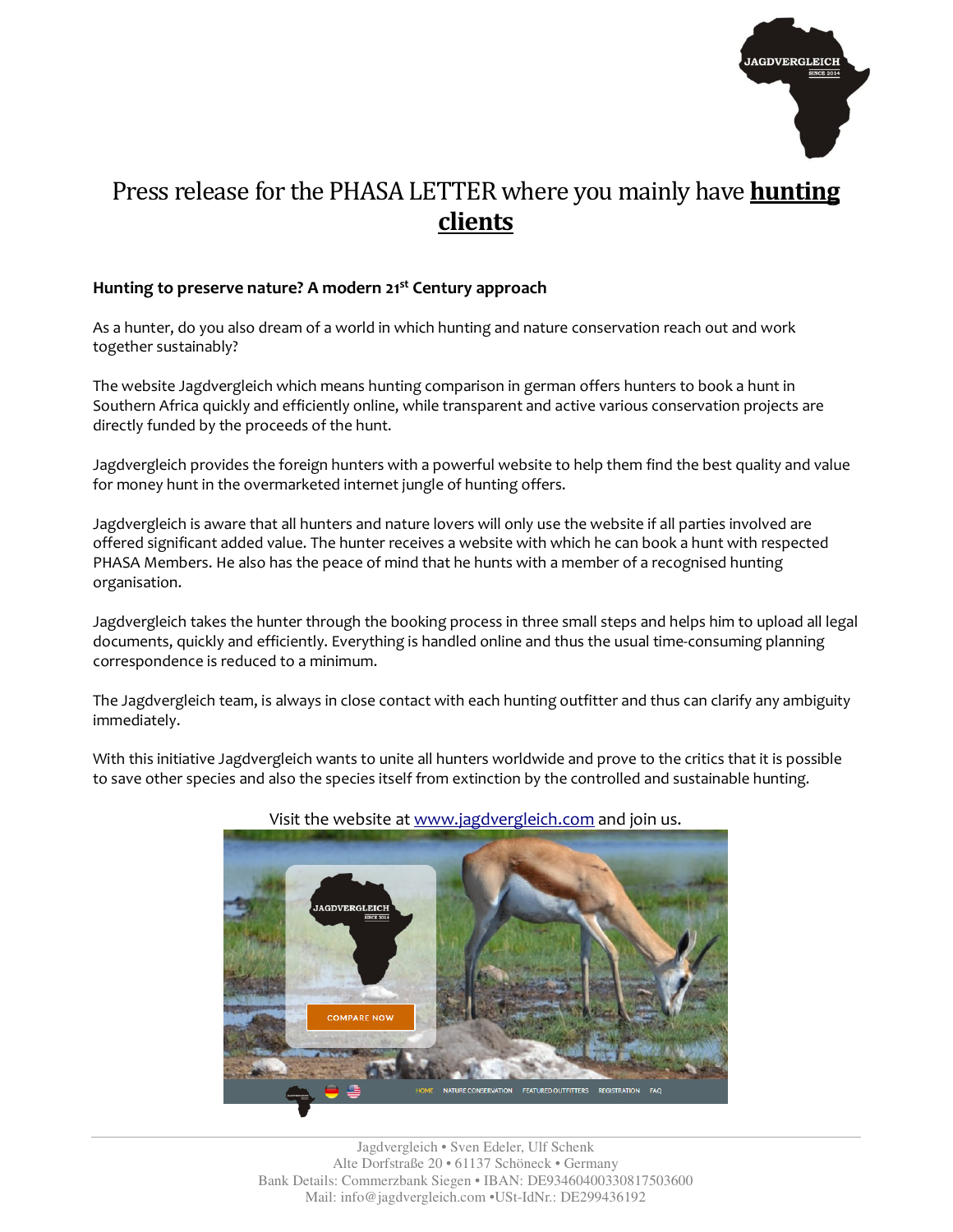# Press release for the PHASA LETTER where you mainly have **hunting clients**

### Hunting to preserve nature? A modern 21st Century approach

As a hunter, do you also dream of a world in which hunting and nature conservation reach out and work together sustainably?

The website Jagdvergleich which means hunting comparison in german offers hunters to book a hunt in Southern Africa quickly and efficiently online, while transparent and active various conservation projects are directly funded by the proceeds of the hunt.

Jagdvergleich provides the foreign hunters with a powerful website to help them find the best quality and value for money hunt in the overmarketed internet jungle of hunting offers.

Jagdvergleich is aware that all hunters and nature lovers will only use the website if all parties involved are offered significant added value. The hunter receives a website with which he can book a hunt with respected PHASA Members. He also has the peace of mind that he hunts with a member of a recognised hunting organisation.

Jagdvergleich takes the hunter through the booking process in three small steps and helps him to upload all legal documents, quickly and efficiently. Everything is handled online and thus the usual time-consuming planning correspondence is reduced to a minimum.

The Jagdvergleich team, is always in close contact with each hunting outfitter and thus can clarify any ambiguity immediately.

With this initiative Jagdvergleich wants to unite all hunters worldwide and prove to the critics that it is possible to save other species and also the species itself from extinction by the controlled and sustainable hunting.

Visit the website at [www.jagdvergleich.com](http://www.jagdvergleich.com) and join us.

Jagdvergleich • Sven Edeler, Ulf Schenk
Alte Dorfstraße 20 • 61137 Schöneck • Germany
Bank Details: Commerzbank Siegen • IBAN: DE93460400330817503600
Mail: info@jagdvergleich.com •USt-IdNr.: DE299436192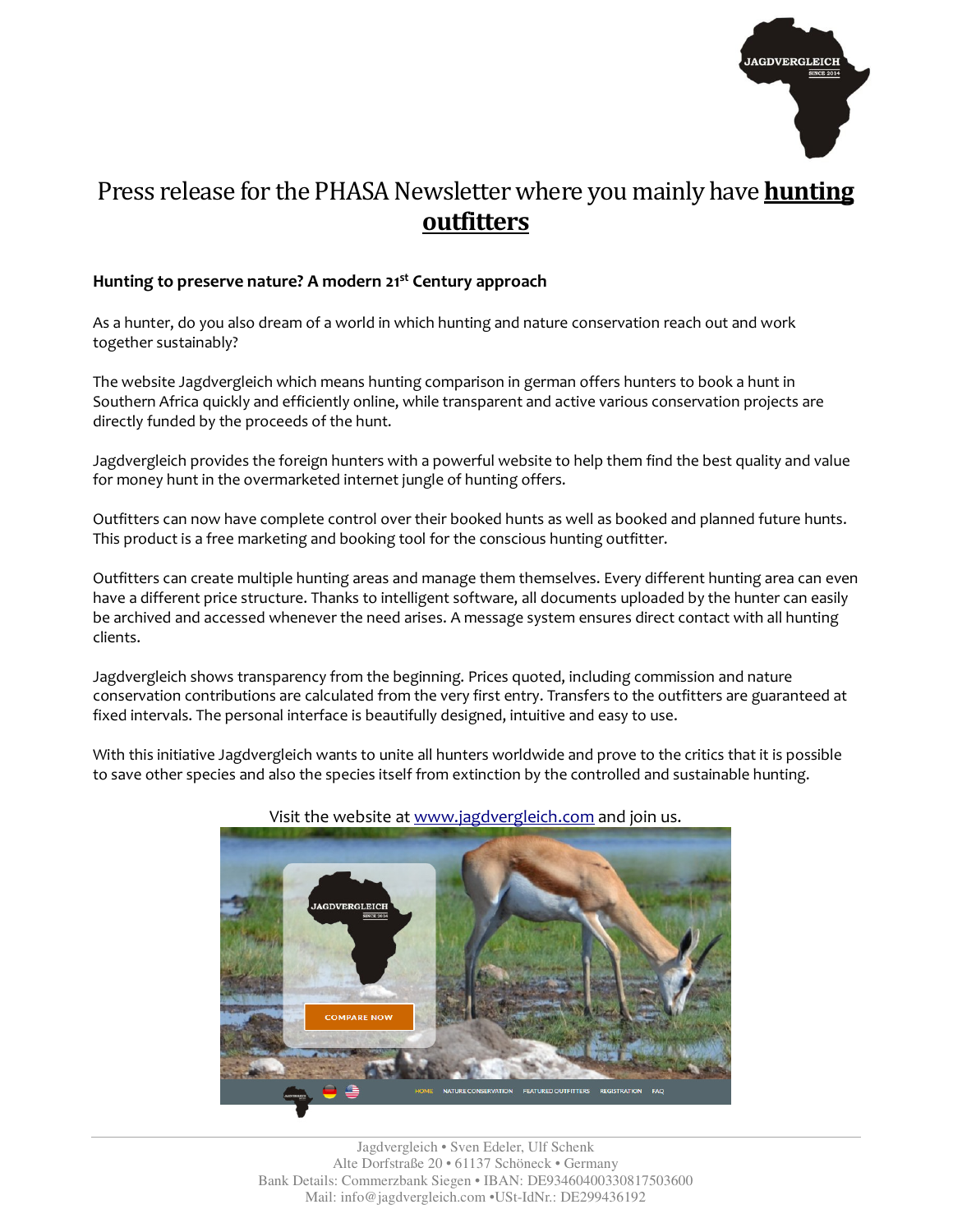# Press release for the PHASA Newsletter where you mainly have **hunting outfitters**

**Hunting to preserve nature? A modern 21st Century approach**

As a hunter, do you also dream of a world in which hunting and nature conservation reach out and work together sustainably?

The website Jagdvergleich which means hunting comparison in german offers hunters to book a hunt in Southern Africa quickly and efficiently online, while transparent and active various conservation projects are directly funded by the proceeds of the hunt.

Jagdvergleich provides the foreign hunters with a powerful website to help them find the best quality and value for money hunt in the overmarketed internet jungle of hunting offers.

Outfitters can now have complete control over their booked hunts as well as booked and planned future hunts. This product is a free marketing and booking tool for the conscious hunting outfitter.

Outfitters can create multiple hunting areas and manage them themselves. Every different hunting area can even have a different price structure. Thanks to intelligent software, all documents uploaded by the hunter can easily be archived and accessed whenever the need arises. A message system ensures direct contact with all hunting clients.

Jagdvergleich shows transparency from the beginning. Prices quoted, including commission and nature conservation contributions are calculated from the very first entry. Transfers to the outfitters are guaranteed at fixed intervals. The personal interface is beautifully designed, intuitive and easy to use.

With this initiative Jagdvergleich wants to unite all hunters worldwide and prove to the critics that it is possible to save other species and also the species itself from extinction by the controlled and sustainable hunting.

Visit the website at www.jagdvergleich.com and join us.

Jagdvergleich • Sven Edeler, Ulf Schenk
Alte Dorfstraße 20 • 61137 Schöneck • Germany
Bank Details: Commerzbank Siegen • IBAN: DE93460400330817503600
Mail: info@jagdvergleich.com •USt-IdNr.: DE299436192